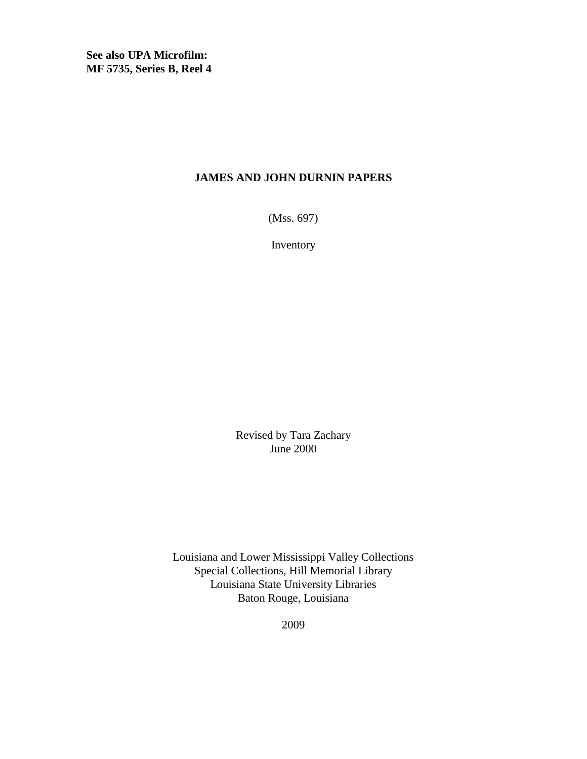**See also UPA Microfilm:**
**MF 5735, Series B, Reel 4**

# JAMES AND JOHN DURNIN PAPERS

(Mss. 697)

Inventory

Revised by Tara Zachary
June 2000

Louisiana and Lower Mississippi Valley Collections
Special Collections, Hill Memorial Library
Louisiana State University Libraries
Baton Rouge, Louisiana

2009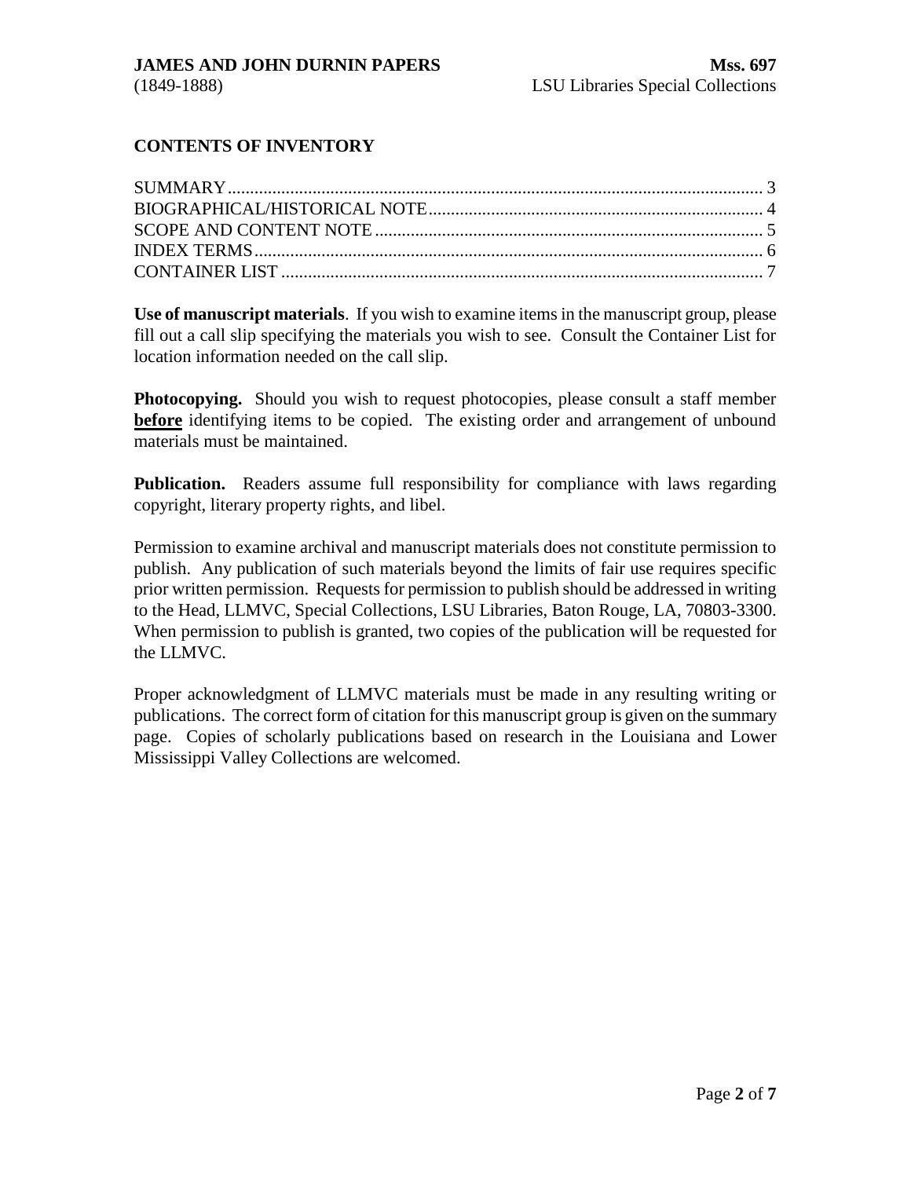## CONTENTS OF INVENTORY

SUMMARY ..... 3
BIOGRAPHICAL/HISTORICAL NOTE ..... 4
SCOPE AND CONTENT NOTE ..... 5
INDEX TERMS ..... 6
CONTAINER LIST ..... 7

**Use of manuscript materials**. If you wish to examine items in the manuscript group, please fill out a call slip specifying the materials you wish to see. Consult the Container List for location information needed on the call slip.

**Photocopying.** Should you wish to request photocopies, please consult a staff member **before** identifying items to be copied. The existing order and arrangement of unbound materials must be maintained.

**Publication.** Readers assume full responsibility for compliance with laws regarding copyright, literary property rights, and libel.

Permission to examine archival and manuscript materials does not constitute permission to publish. Any publication of such materials beyond the limits of fair use requires specific prior written permission. Requests for permission to publish should be addressed in writing to the Head, LLMVC, Special Collections, LSU Libraries, Baton Rouge, LA, 70803-3300. When permission to publish is granted, two copies of the publication will be requested for the LLMVC.

Proper acknowledgment of LLMVC materials must be made in any resulting writing or publications. The correct form of citation for this manuscript group is given on the summary page. Copies of scholarly publications based on research in the Louisiana and Lower Mississippi Valley Collections are welcomed.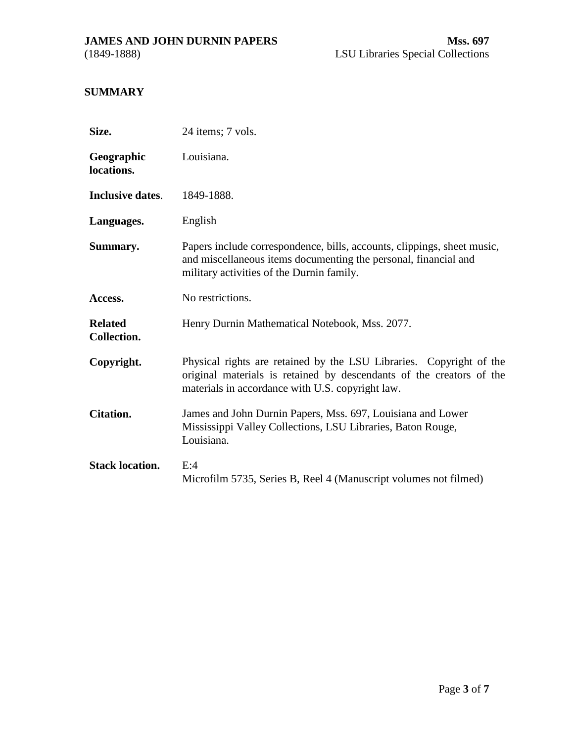## SUMMARY

| | |
|---|---|
| **Size.** | 24 items; 7 vols. |
| **Geographic locations.** | Louisiana. |
| **Inclusive dates.** | 1849-1888. |
| **Languages.** | English |
| **Summary.** | Papers include correspondence, bills, accounts, clippings, sheet music, and miscellaneous items documenting the personal, financial and military activities of the Durnin family. |
| **Access.** | No restrictions. |
| **Related Collection.** | Henry Durnin Mathematical Notebook, Mss. 2077. |
| **Copyright.** | Physical rights are retained by the LSU Libraries. Copyright of the original materials is retained by descendants of the creators of the materials in accordance with U.S. copyright law. |
| **Citation.** | James and John Durnin Papers, Mss. 697, Louisiana and Lower Mississippi Valley Collections, LSU Libraries, Baton Rouge, Louisiana. |
| **Stack location.** | E:4<br>Microfilm 5735, Series B, Reel 4 (Manuscript volumes not filmed) |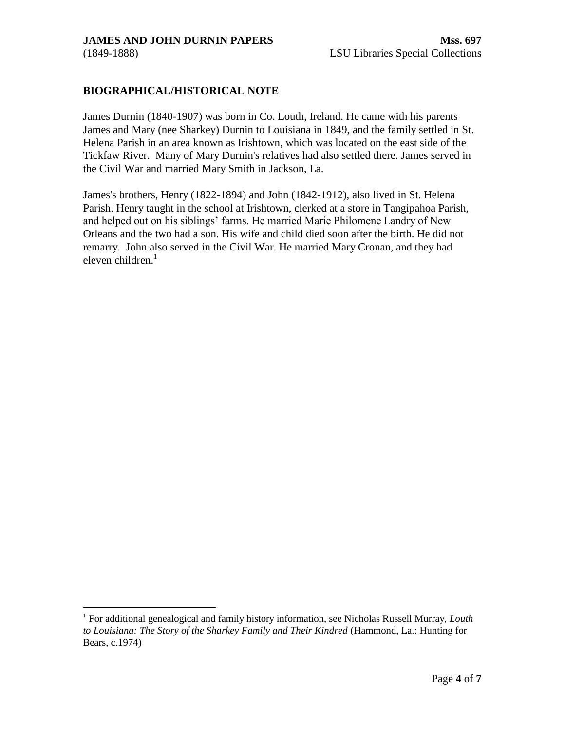## BIOGRAPHICAL/HISTORICAL NOTE

James Durnin (1840-1907) was born in Co. Louth, Ireland. He came with his parents James and Mary (nee Sharkey) Durnin to Louisiana in 1849, and the family settled in St. Helena Parish in an area known as Irishtown, which was located on the east side of the Tickfaw River. Many of Mary Durnin's relatives had also settled there. James served in the Civil War and married Mary Smith in Jackson, La.

James's brothers, Henry (1822-1894) and John (1842-1912), also lived in St. Helena Parish. Henry taught in the school at Irishtown, clerked at a store in Tangipahoa Parish, and helped out on his siblings' farms. He married Marie Philomene Landry of New Orleans and the two had a son. His wife and child died soon after the birth. He did not remarry. John also served in the Civil War. He married Mary Cronan, and they had eleven children.[1]

---

[1] For additional genealogical and family history information, see Nicholas Russell Murray, *Louth to Louisiana: The Story of the Sharkey Family and Their Kindred* (Hammond, La.: Hunting for Bears, c.1974)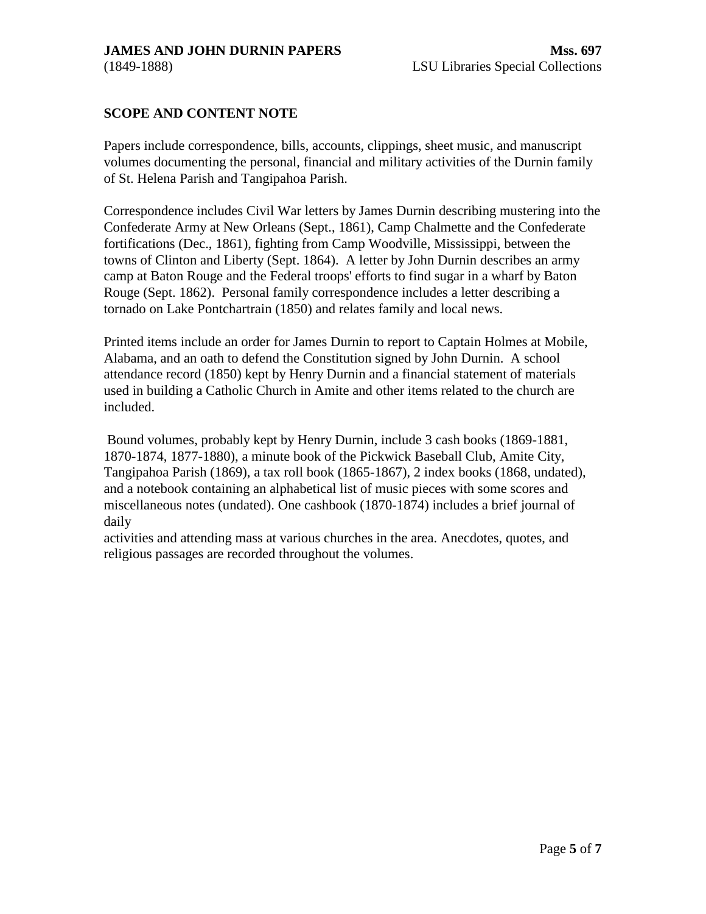## SCOPE AND CONTENT NOTE

Papers include correspondence, bills, accounts, clippings, sheet music, and manuscript volumes documenting the personal, financial and military activities of the Durnin family of St. Helena Parish and Tangipahoa Parish.

Correspondence includes Civil War letters by James Durnin describing mustering into the Confederate Army at New Orleans (Sept., 1861), Camp Chalmette and the Confederate fortifications (Dec., 1861), fighting from Camp Woodville, Mississippi, between the towns of Clinton and Liberty (Sept. 1864). A letter by John Durnin describes an army camp at Baton Rouge and the Federal troops' efforts to find sugar in a wharf by Baton Rouge (Sept. 1862). Personal family correspondence includes a letter describing a tornado on Lake Pontchartrain (1850) and relates family and local news.

Printed items include an order for James Durnin to report to Captain Holmes at Mobile, Alabama, and an oath to defend the Constitution signed by John Durnin. A school attendance record (1850) kept by Henry Durnin and a financial statement of materials used in building a Catholic Church in Amite and other items related to the church are included.

Bound volumes, probably kept by Henry Durnin, include 3 cash books (1869-1881, 1870-1874, 1877-1880), a minute book of the Pickwick Baseball Club, Amite City, Tangipahoa Parish (1869), a tax roll book (1865-1867), 2 index books (1868, undated), and a notebook containing an alphabetical list of music pieces with some scores and miscellaneous notes (undated). One cashbook (1870-1874) includes a brief journal of daily activities and attending mass at various churches in the area. Anecdotes, quotes, and religious passages are recorded throughout the volumes.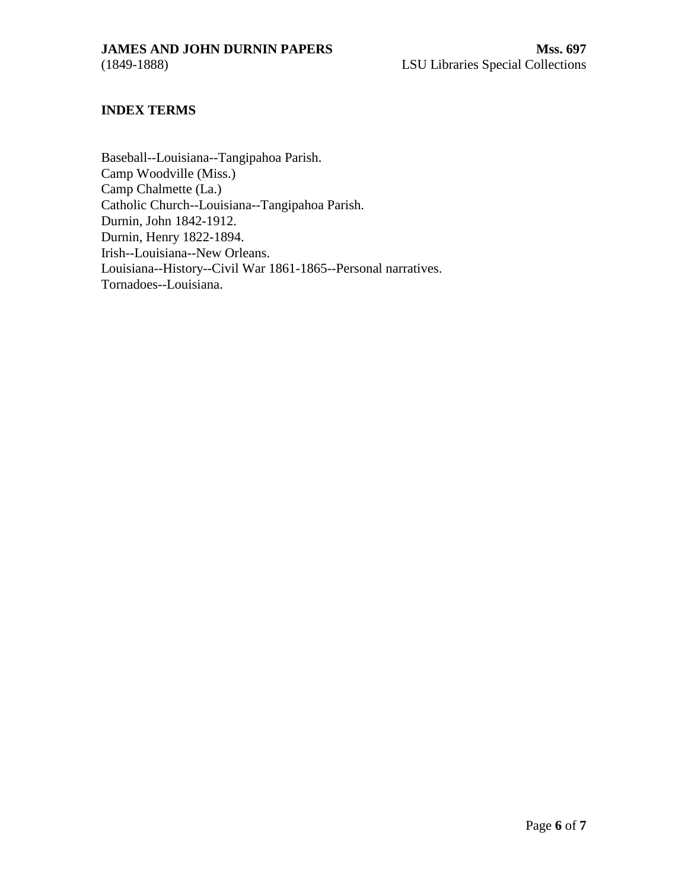## INDEX TERMS

Baseball--Louisiana--Tangipahoa Parish.
Camp Woodville (Miss.)
Camp Chalmette (La.)
Catholic Church--Louisiana--Tangipahoa Parish.
Durnin, John 1842-1912.
Durnin, Henry 1822-1894.
Irish--Louisiana--New Orleans.
Louisiana--History--Civil War 1861-1865--Personal narratives.
Tornadoes--Louisiana.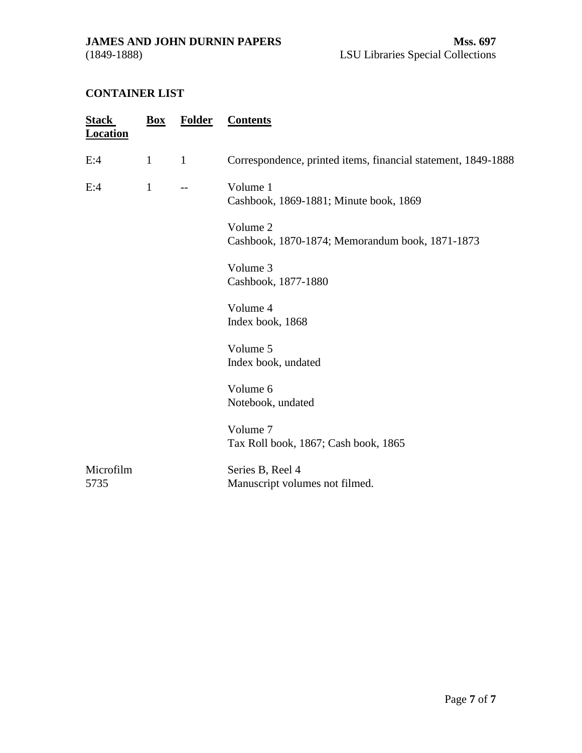## CONTAINER LIST

| Stack Location | Box | Folder | Contents |
|---|---|---|---|
| E:4 | 1 | 1 | Correspondence, printed items, financial statement, 1849-1888 |
| E:4 | 1 | -- | Volume 1<br>Cashbook, 1869-1881; Minute book, 1869 |
| | | | Volume 2<br>Cashbook, 1870-1874; Memorandum book, 1871-1873 |
| | | | Volume 3<br>Cashbook, 1877-1880 |
| | | | Volume 4<br>Index book, 1868 |
| | | | Volume 5<br>Index book, undated |
| | | | Volume 6<br>Notebook, undated |
| | | | Volume 7<br>Tax Roll book, 1867; Cash book, 1865 |
| Microfilm 5735 | | | Series B, Reel 4<br>Manuscript volumes not filmed. |